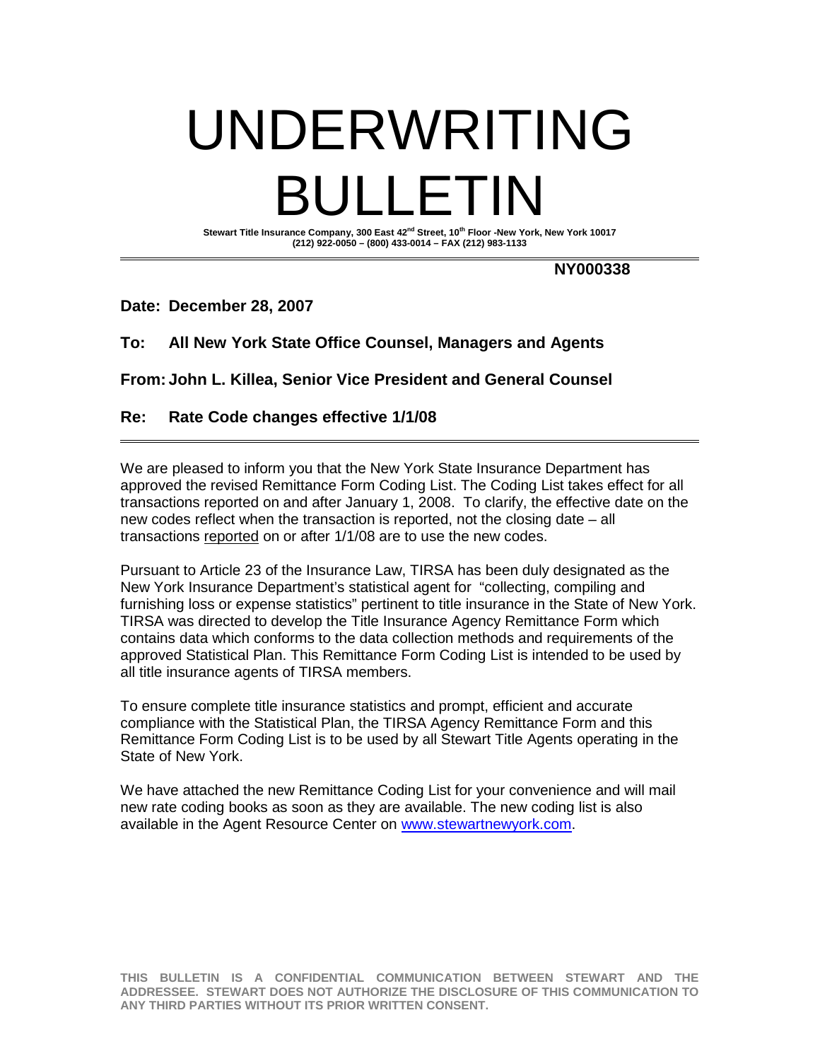# UNDERWRITING BULLETIN

**Stewart Title Insurance Company, 300 East 42nd Street, 10th Floor -New York, New York 10017**
**(212) 922-0050 – (800) 433-0014 – FAX (212) 983-1133**

**NY000338**

**Date: December 28, 2007**

**To: All New York State Office Counsel, Managers and Agents**

**From: John L. Killea, Senior Vice President and General Counsel**

**Re: Rate Code changes effective 1/1/08**

---

We are pleased to inform you that the New York State Insurance Department has approved the revised Remittance Form Coding List. The Coding List takes effect for all transactions reported on and after January 1, 2008. To clarify, the effective date on the new codes reflect when the transaction is reported, not the closing date – all transactions reported on or after 1/1/08 are to use the new codes.

Pursuant to Article 23 of the Insurance Law, TIRSA has been duly designated as the New York Insurance Department's statistical agent for "collecting, compiling and furnishing loss or expense statistics" pertinent to title insurance in the State of New York. TIRSA was directed to develop the Title Insurance Agency Remittance Form which contains data which conforms to the data collection methods and requirements of the approved Statistical Plan. This Remittance Form Coding List is intended to be used by all title insurance agents of TIRSA members.

To ensure complete title insurance statistics and prompt, efficient and accurate compliance with the Statistical Plan, the TIRSA Agency Remittance Form and this Remittance Form Coding List is to be used by all Stewart Title Agents operating in the State of New York.

We have attached the new Remittance Coding List for your convenience and will mail new rate coding books as soon as they are available. The new coding list is also available in the Agent Resource Center on www.stewartnewyork.com.

**THIS BULLETIN IS A CONFIDENTIAL COMMUNICATION BETWEEN STEWART AND THE ADDRESSEE. STEWART DOES NOT AUTHORIZE THE DISCLOSURE OF THIS COMMUNICATION TO ANY THIRD PARTIES WITHOUT ITS PRIOR WRITTEN CONSENT.**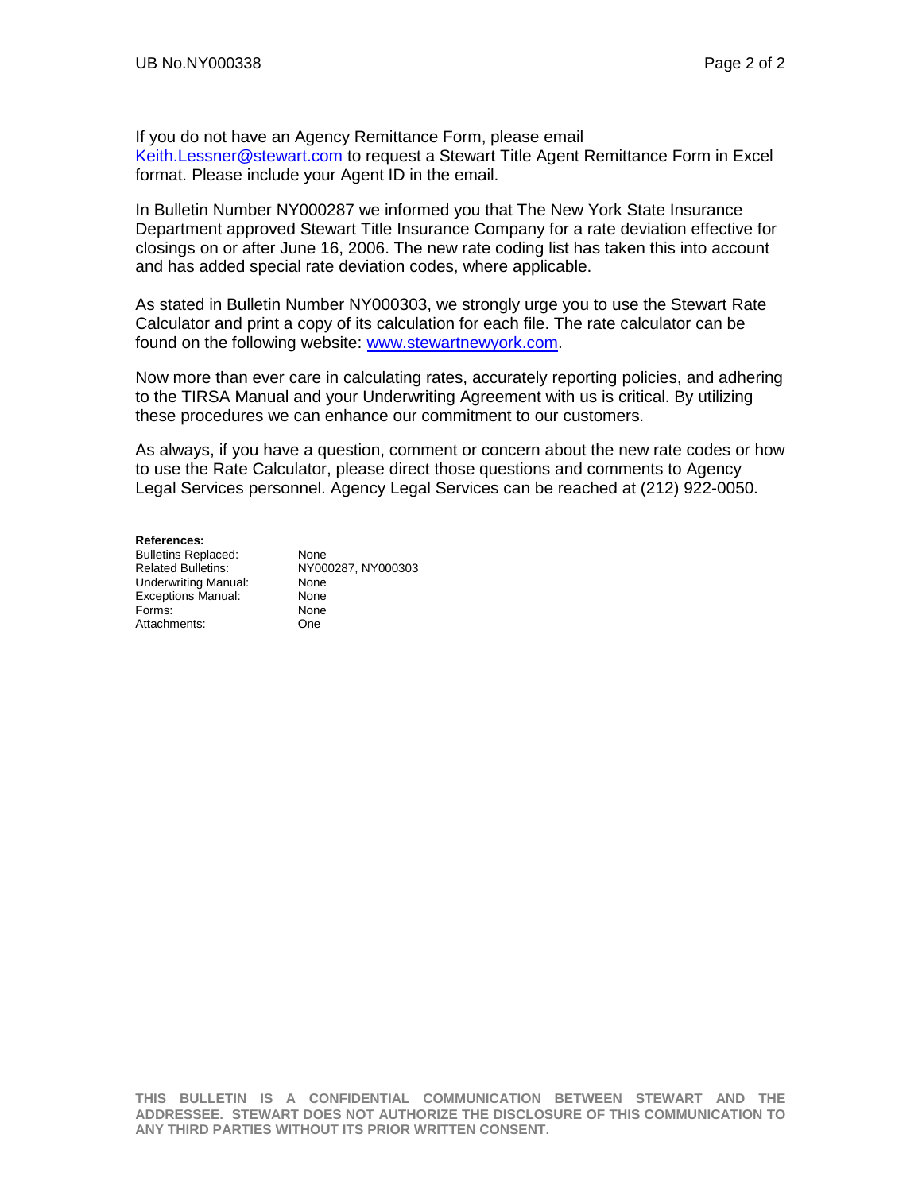If you do not have an Agency Remittance Form, please email Keith.Lessner@stewart.com to request a Stewart Title Agent Remittance Form in Excel format. Please include your Agent ID in the email.

In Bulletin Number NY000287 we informed you that The New York State Insurance Department approved Stewart Title Insurance Company for a rate deviation effective for closings on or after June 16, 2006. The new rate coding list has taken this into account and has added special rate deviation codes, where applicable.

As stated in Bulletin Number NY000303, we strongly urge you to use the Stewart Rate Calculator and print a copy of its calculation for each file. The rate calculator can be found on the following website: www.stewartnewyork.com.

Now more than ever care in calculating rates, accurately reporting policies, and adhering to the TIRSA Manual and your Underwriting Agreement with us is critical. By utilizing these procedures we can enhance our commitment to our customers.

As always, if you have a question, comment or concern about the new rate codes or how to use the Rate Calculator, please direct those questions and comments to Agency Legal Services personnel. Agency Legal Services can be reached at (212) 922-0050.

**References:**

| | |
|---|---|
| Bulletins Replaced: | None |
| Related Bulletins: | NY000287, NY000303 |
| Underwriting Manual: | None |
| Exceptions Manual: | None |
| Forms: | None |
| Attachments: | One |

**THIS BULLETIN IS A CONFIDENTIAL COMMUNICATION BETWEEN STEWART AND THE ADDRESSEE. STEWART DOES NOT AUTHORIZE THE DISCLOSURE OF THIS COMMUNICATION TO ANY THIRD PARTIES WITHOUT ITS PRIOR WRITTEN CONSENT.**